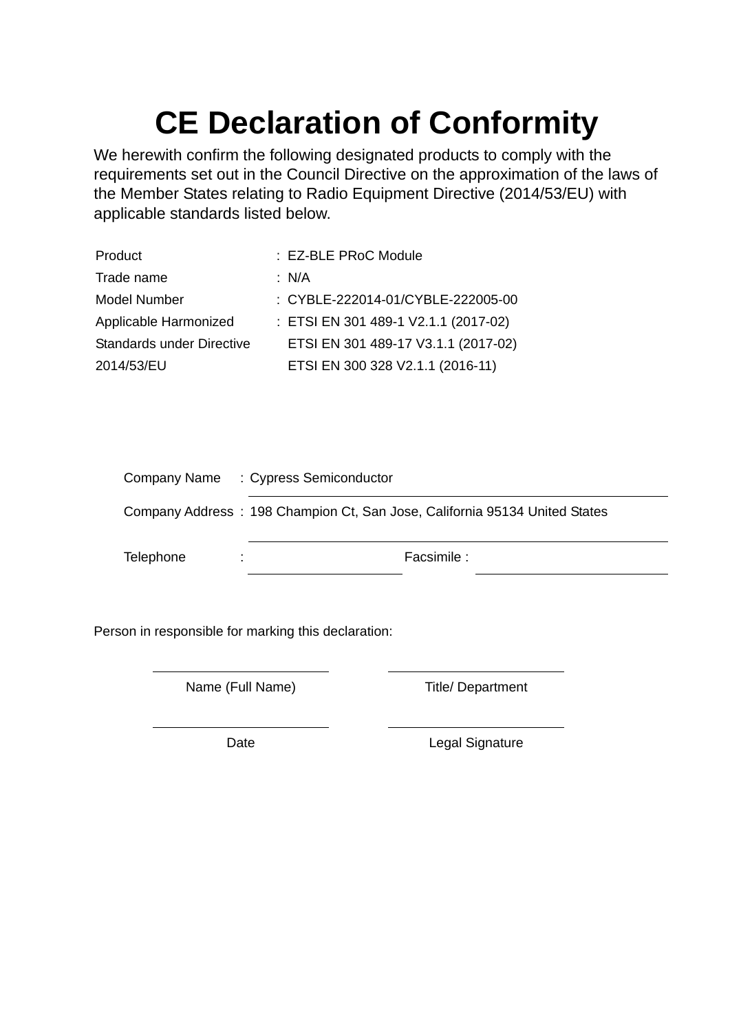# CE Declaration of Conformity

We herewith confirm the following designated products to comply with the requirements set out in the Council Directive on the approximation of the laws of the Member States relating to Radio Equipment Directive (2014/53/EU) with applicable standards listed below.

| | | |
|---|---|---|
| Product | : | EZ-BLE PRoC Module |
| Trade name | : | N/A |
| Model Number | : | CYBLE-222014-01/CYBLE-222005-00 |
| Applicable Harmonized Standards under Directive 2014/53/EU | : | ETSI EN 301 489-1 V2.1.1 (2017-02)<br>ETSI EN 301 489-17 V3.1.1 (2017-02)<br>ETSI EN 300 328 V2.1.1 (2016-11) |

Company Name : Cypress Semiconductor

Company Address : 198 Champion Ct, San Jose, California 95134 United States

Telephone : \_\_\_\_\_\_\_\_\_\_\_\_\_\_\_\_ Facsimile : \_\_\_\_\_\_\_\_\_\_\_\_\_\_\_\_

Person in responsible for marking this declaration:

| | |
|---|---|
| \_\_\_\_\_\_\_\_\_\_\_\_\_\_\_\_\_\_\_\_ | \_\_\_\_\_\_\_\_\_\_\_\_\_\_\_\_\_\_\_\_ |
| Name (Full Name) | Title/ Department |
| \_\_\_\_\_\_\_\_\_\_\_\_\_\_\_\_\_\_\_\_ | \_\_\_\_\_\_\_\_\_\_\_\_\_\_\_\_\_\_\_\_ |
| Date | Legal Signature |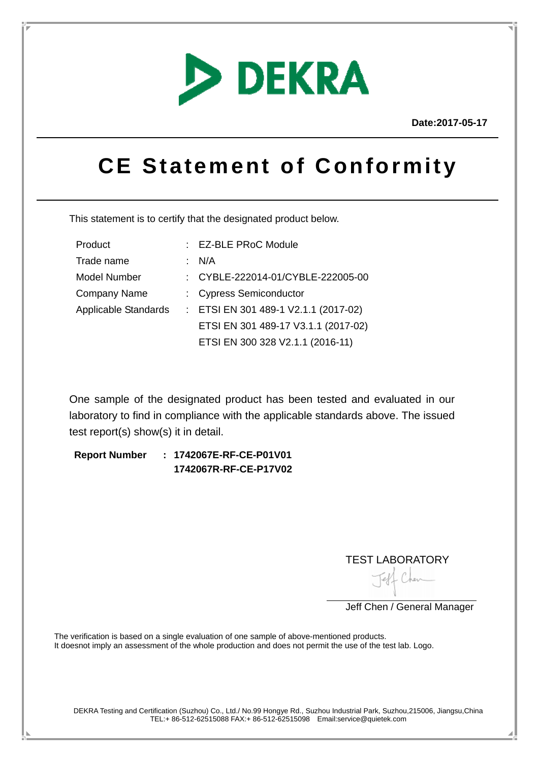DEKRA

**Date:2017-05-17**

# CE Statement of Conformity

This statement is to certify that the designated product below.

| | | |
|---|---|---|
| Product | : | EZ-BLE PRoC Module |
| Trade name | : | N/A |
| Model Number | : | CYBLE-222014-01/CYBLE-222005-00 |
| Company Name | : | Cypress Semiconductor |
| Applicable Standards | : | ETSI EN 301 489-1 V2.1.1 (2017-02) |
| | | ETSI EN 301 489-17 V3.1.1 (2017-02) |
| | | ETSI EN 300 328 V2.1.1 (2016-11) |

One sample of the designated product has been tested and evaluated in our laboratory to find in compliance with the applicable standards above. The issued test report(s) show(s) it in detail.

**Report Number : 1742067E-RF-CE-P01V01**
**1742067R-RF-CE-P17V02**

TEST LABORATORY

Jeff Chen

Jeff Chen / General Manager

The verification is based on a single evaluation of one sample of above-mentioned products.
It doesnot imply an assessment of the whole production and does not permit the use of the test lab. Logo.

DEKRA Testing and Certification (Suzhou) Co., Ltd./ No.99 Hongye Rd., Suzhou Industrial Park, Suzhou,215006, Jiangsu,China
TEL:+ 86-512-62515088 FAX:+ 86-512-62515098 Email:service@quietek.com